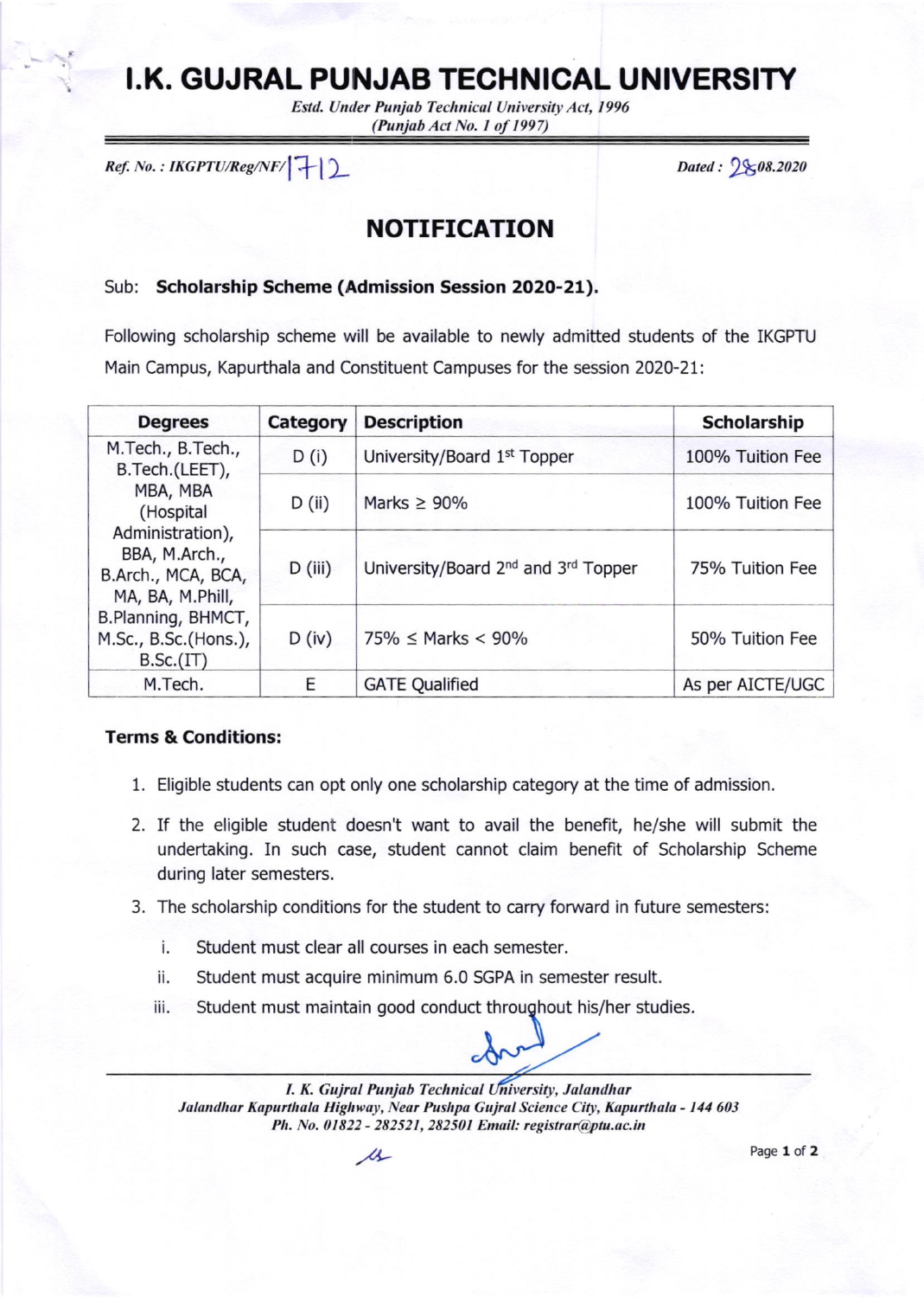# I.K. GUJRAL PUNJAB TECHNICAL UNIVERSITY

*Estd. Under Punjab Technical University Act, 1996*
*(Punjab Act No. 1 of 1997)*

*Ref. No. : IKGPTU/Reg/NF/*1712 *Dated : 28.08.2020*

## NOTIFICATION

Sub: **Scholarship Scheme (Admission Session 2020-21).**

Following scholarship scheme will be available to newly admitted students of the IKGPTU Main Campus, Kapurthala and Constituent Campuses for the session 2020-21:

| Degrees | Category | Description | Scholarship |
|---|---|---|---|
| M.Tech., B.Tech., B.Tech.(LEET), MBA, MBA (Hospital Administration), BBA, M.Arch., B.Arch., MCA, BCA, MA, BA, M.Phill, B.Planning, BHMCT, M.Sc., B.Sc.(Hons.), B.Sc.(IT) | D (i) | University/Board 1st Topper | 100% Tuition Fee |
| | D (ii) | Marks ≥ 90% | 100% Tuition Fee |
| | D (iii) | University/Board 2nd and 3rd Topper | 75% Tuition Fee |
| | D (iv) | 75% ≤ Marks < 90% | 50% Tuition Fee |
| M.Tech. | E | GATE Qualified | As per AICTE/UGC |

**Terms & Conditions:**

1. Eligible students can opt only one scholarship category at the time of admission.
2. If the eligible student doesn't want to avail the benefit, he/she will submit the undertaking. In such case, student cannot claim benefit of Scholarship Scheme during later semesters.
3. The scholarship conditions for the student to carry forward in future semesters:
   i. Student must clear all courses in each semester.
   ii. Student must acquire minimum 6.0 SGPA in semester result.
   iii. Student must maintain good conduct throughout his/her studies.

*I. K. Gujral Punjab Technical University, Jalandhar*
*Jalandhar Kapurthala Highway, Near Pushpa Gujral Science City, Kapurthala - 144 603*
*Ph. No. 01822 - 282521, 282501 Email: registrar@ptu.ac.in*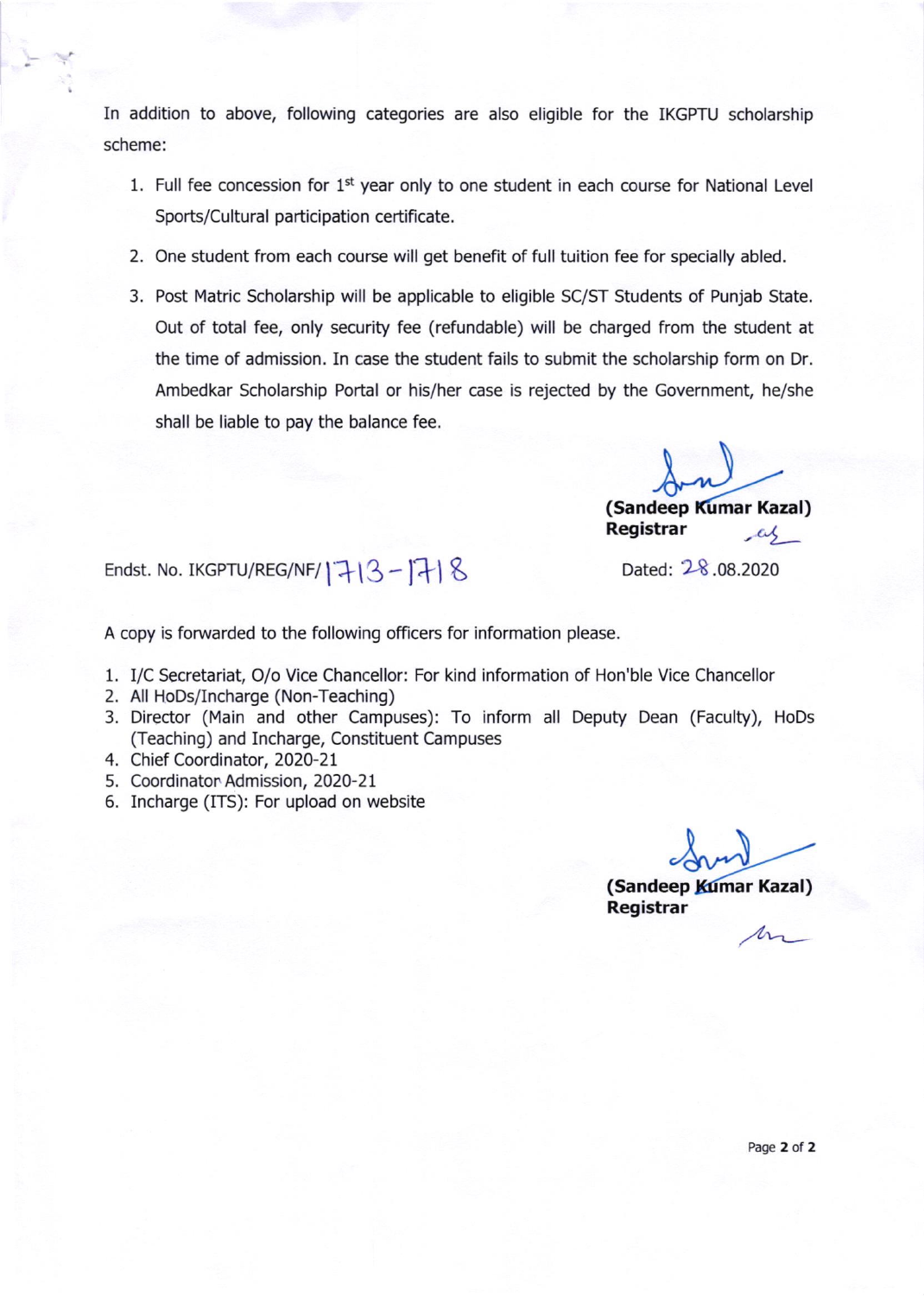In addition to above, following categories are also eligible for the IKGPTU scholarship scheme:

1. Full fee concession for 1st year only to one student in each course for National Level Sports/Cultural participation certificate.
2. One student from each course will get benefit of full tuition fee for specially abled.
3. Post Matric Scholarship will be applicable to eligible SC/ST Students of Punjab State. Out of total fee, only security fee (refundable) will be charged from the student at the time of admission. In case the student fails to submit the scholarship form on Dr. Ambedkar Scholarship Portal or his/her case is rejected by the Government, he/she shall be liable to pay the balance fee.

**(Sandeep Kumar Kazal)**
**Registrar**

Endst. No. IKGPTU/REG/NF/1713-1718 Dated: 28.08.2020

A copy is forwarded to the following officers for information please.

1. I/C Secretariat, O/o Vice Chancellor: For kind information of Hon'ble Vice Chancellor
2. All HoDs/Incharge (Non-Teaching)
3. Director (Main and other Campuses): To inform all Deputy Dean (Faculty), HoDs (Teaching) and Incharge, Constituent Campuses
4. Chief Coordinator, 2020-21
5. Coordinator Admission, 2020-21
6. Incharge (ITS): For upload on website

**(Sandeep Kumar Kazal)**
**Registrar**